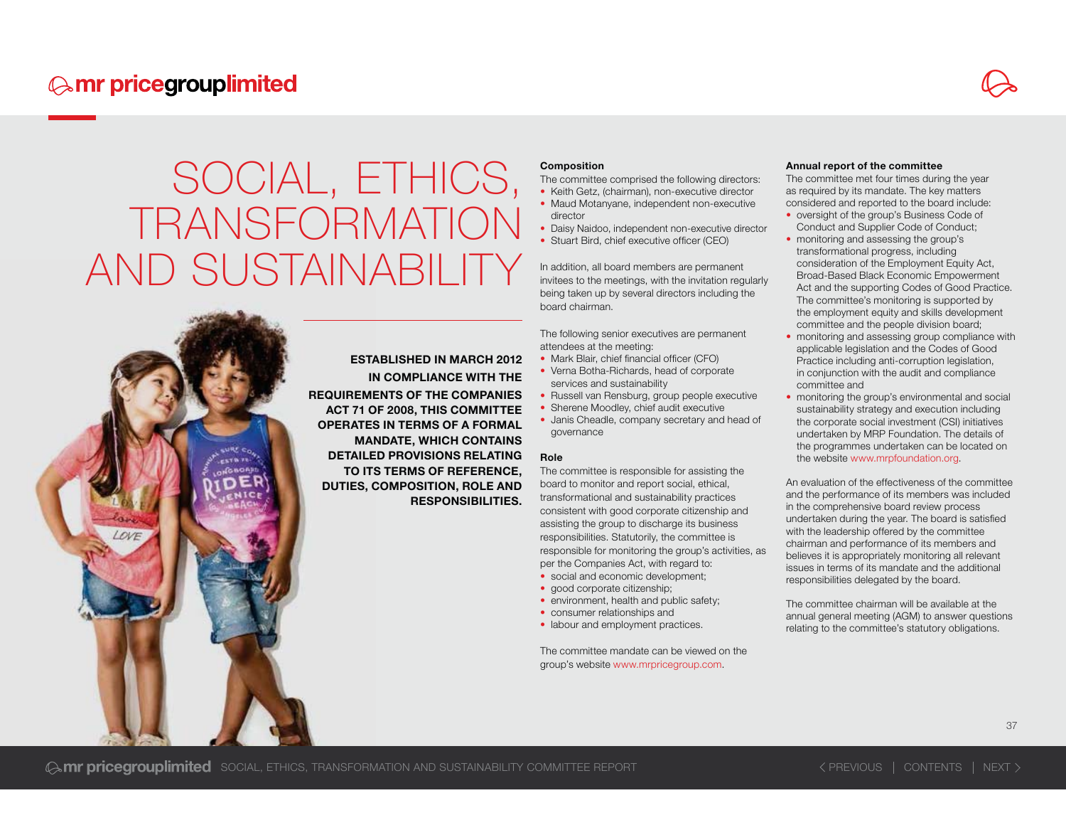# SOCIAL, ETHICS, TRANSFORMATION AND SUSTAINABILITY

**ESTABLISHED IN MARCH 2012 IN COMPLIANCE WITH THE REQUIREMENTS OF THE COMPANIES ACT 71 OF 2008, THIS COMMITTEE OPERATES IN TERMS OF A FORMAL MANDATE, WHICH CONTAINS DETAILED PROVISIONS RELATING TO ITS TERMS OF REFERENCE, DUTIES, COMPOSITION, ROLE AND RESPONSIBILITIES.**

**Composition**

The committee comprised the following directors:

- Keith Getz, (chairman), non-executive director
- Maud Motanyane, independent non-executive director
- Daisy Naidoo, independent non-executive director
- Stuart Bird, chief executive officer (CEO)

In addition, all board members are permanent invitees to the meetings, with the invitation regularly being taken up by several directors including the board chairman.

The following senior executives are permanent attendees at the meeting:

- Mark Blair, chief financial officer (CFO)
- Verna Botha-Richards, head of corporate services and sustainability
- Russell van Rensburg, group people executive
- Sherene Moodley, chief audit executive
- Janis Cheadle, company secretary and head of governance

**Role**

The committee is responsible for assisting the board to monitor and report social, ethical, transformational and sustainability practices consistent with good corporate citizenship and assisting the group to discharge its business responsibilities. Statutorily, the committee is responsible for monitoring the group's activities, as per the Companies Act, with regard to:

- social and economic development;
- good corporate citizenship;
- environment, health and public safety;
- consumer relationships and
- labour and employment practices.

The committee mandate can be viewed on the group's website www.mrpricegroup.com.

**Annual report of the committee**

The committee met four times during the year as required by its mandate. The key matters considered and reported to the board include:

- oversight of the group's Business Code of Conduct and Supplier Code of Conduct;
- monitoring and assessing the group's transformational progress, including consideration of the Employment Equity Act, Broad-Based Black Economic Empowerment Act and the supporting Codes of Good Practice. The committee's monitoring is supported by the employment equity and skills development committee and the people division board;
- monitoring and assessing group compliance with applicable legislation and the Codes of Good Practice including anti-corruption legislation, in conjunction with the audit and compliance committee and
- monitoring the group's environmental and social sustainability strategy and execution including the corporate social investment (CSI) initiatives undertaken by MRP Foundation. The details of the programmes undertaken can be located on the website www.mrpfoundation.org.

An evaluation of the effectiveness of the committee and the performance of its members was included in the comprehensive board review process undertaken during the year. The board is satisfied with the leadership offered by the committee chairman and performance of its members and believes it is appropriately monitoring all relevant issues in terms of its mandate and the additional responsibilities delegated by the board.

The committee chairman will be available at the annual general meeting (AGM) to answer questions relating to the committee's statutory obligations.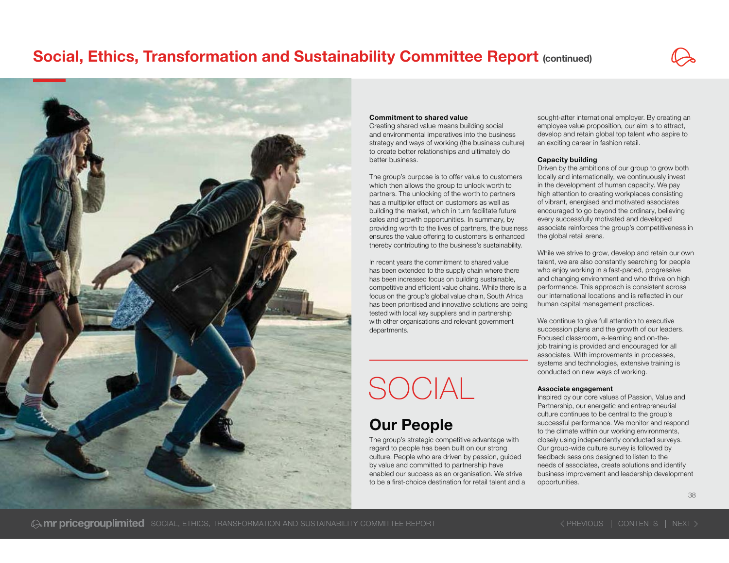# Social, Ethics, Transformation and Sustainability Committee Report (continued)

**Commitment to shared value**

Creating shared value means building social and environmental imperatives into the business strategy and ways of working (the business culture) to create better relationships and ultimately do better business.

The group's purpose is to offer value to customers which then allows the group to unlock worth to partners. The unlocking of the worth to partners has a multiplier effect on customers as well as building the market, which in turn facilitate future sales and growth opportunities. In summary, by providing worth to the lives of partners, the business ensures the value offering to customers is enhanced thereby contributing to the business's sustainability.

In recent years the commitment to shared value has been extended to the supply chain where there has been increased focus on building sustainable, competitive and efficient value chains. While there is a focus on the group's global value chain, South Africa has been prioritised and innovative solutions are being tested with local key suppliers and in partnership with other organisations and relevant government departments.

# SOCIAL

## Our People

The group's strategic competitive advantage with regard to people has been built on our strong culture. People who are driven by passion, guided by value and committed to partnership have enabled our success as an organisation. We strive to be a first-choice destination for retail talent and a sought-after international employer. By creating an employee value proposition, our aim is to attract, develop and retain global top talent who aspire to an exciting career in fashion retail.

**Capacity building**

Driven by the ambitions of our group to grow both locally and internationally, we continuously invest in the development of human capacity. We pay high attention to creating workplaces consisting of vibrant, energised and motivated associates encouraged to go beyond the ordinary, believing every successfully motivated and developed associate reinforces the group's competitiveness in the global retail arena.

While we strive to grow, develop and retain our own talent, we are also constantly searching for people who enjoy working in a fast-paced, progressive and changing environment and who thrive on high performance. This approach is consistent across our international locations and is reflected in our human capital management practices.

We continue to give full attention to executive succession plans and the growth of our leaders. Focused classroom, e-learning and on-the-job training is provided and encouraged for all associates. With improvements in processes, systems and technologies, extensive training is conducted on new ways of working.

**Associate engagement**

Inspired by our core values of Passion, Value and Partnership, our energetic and entrepreneurial culture continues to be central to the group's successful performance. We monitor and respond to the climate within our working environments, closely using independently conducted surveys. Our group-wide culture survey is followed by feedback sessions designed to listen to the needs of associates, create solutions and identify business improvement and leadership development opportunities.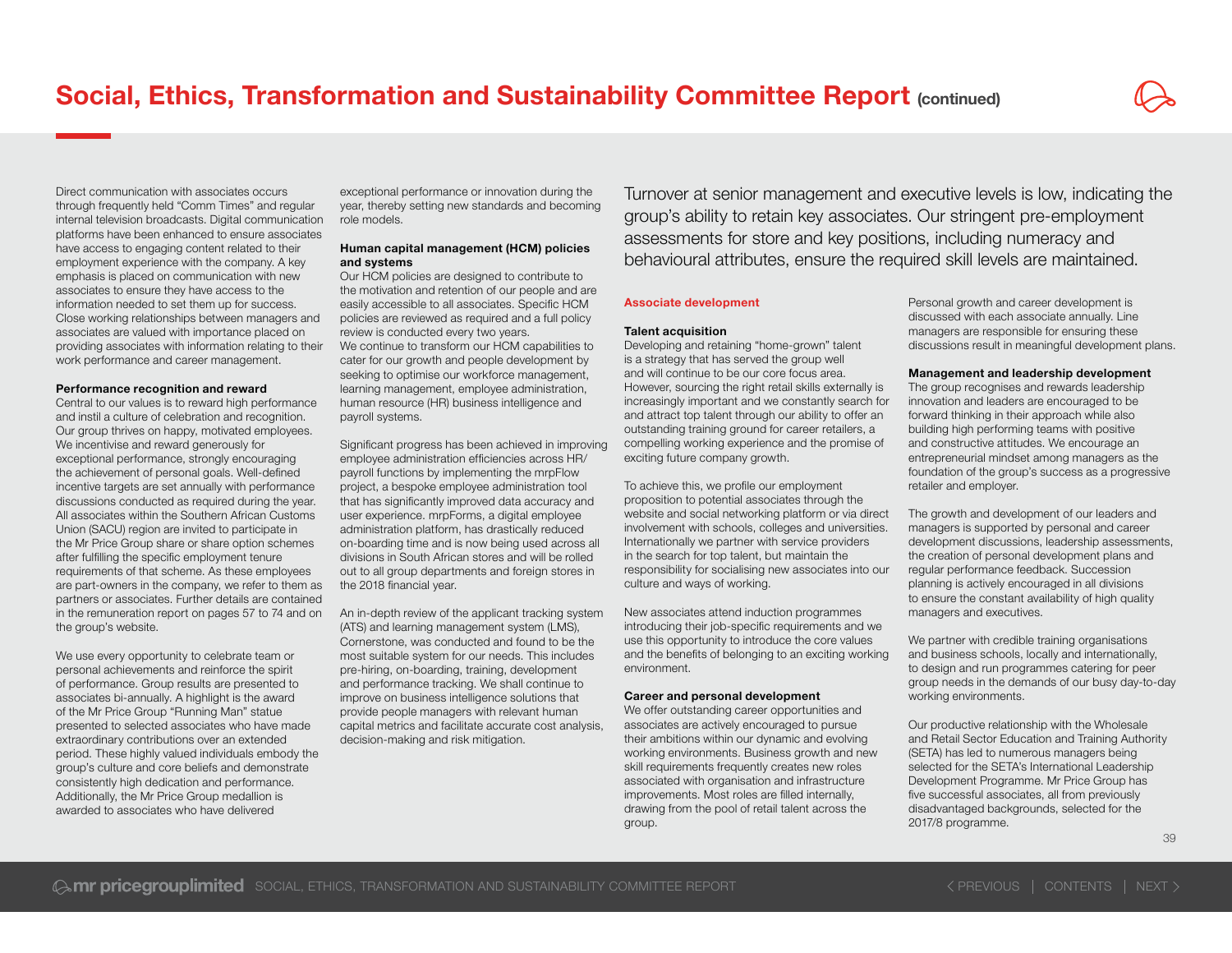# Social, Ethics, Transformation and Sustainability Committee Report (continued)

Direct communication with associates occurs through frequently held "Comm Times" and regular internal television broadcasts. Digital communication platforms have been enhanced to ensure associates have access to engaging content related to their employment experience with the company. A key emphasis is placed on communication with new associates to ensure they have access to the information needed to set them up for success. Close working relationships between managers and associates are valued with importance placed on providing associates with information relating to their work performance and career management.

**Performance recognition and reward**

Central to our values is to reward high performance and instil a culture of celebration and recognition. Our group thrives on happy, motivated employees. We incentivise and reward generously for exceptional performance, strongly encouraging the achievement of personal goals. Well-defined incentive targets are set annually with performance discussions conducted as required during the year. All associates within the Southern African Customs Union (SACU) region are invited to participate in the Mr Price Group share or share option schemes after fulfilling the specific employment tenure requirements of that scheme. As these employees are part-owners in the company, we refer to them as partners or associates. Further details are contained in the remuneration report on pages 57 to 74 and on the group's website.

We use every opportunity to celebrate team or personal achievements and reinforce the spirit of performance. Group results are presented to associates bi-annually. A highlight is the award of the Mr Price Group "Running Man" statue presented to selected associates who have made extraordinary contributions over an extended period. These highly valued individuals embody the group's culture and core beliefs and demonstrate consistently high dedication and performance. Additionally, the Mr Price Group medallion is awarded to associates who have delivered exceptional performance or innovation during the year, thereby setting new standards and becoming role models.

**Human capital management (HCM) policies and systems**

Our HCM policies are designed to contribute to the motivation and retention of our people and are easily accessible to all associates. Specific HCM policies are reviewed as required and a full policy review is conducted every two years.
We continue to transform our HCM capabilities to cater for our growth and people development by seeking to optimise our workforce management, learning management, employee administration, human resource (HR) business intelligence and payroll systems.

Significant progress has been achieved in improving employee administration efficiencies across HR/payroll functions by implementing the mrpFlow project, a bespoke employee administration tool that has significantly improved data accuracy and user experience. mrpForms, a digital employee administration platform, has drastically reduced on-boarding time and is now being used across all divisions in South African stores and will be rolled out to all group departments and foreign stores in the 2018 financial year.

An in-depth review of the applicant tracking system (ATS) and learning management system (LMS), Cornerstone, was conducted and found to be the most suitable system for our needs. This includes pre-hiring, on-boarding, training, development and performance tracking. We shall continue to improve on business intelligence solutions that provide people managers with relevant human capital metrics and facilitate accurate cost analysis, decision-making and risk mitigation.

Turnover at senior management and executive levels is low, indicating the group's ability to retain key associates. Our stringent pre-employment assessments for store and key positions, including numeracy and behavioural attributes, ensure the required skill levels are maintained.

## Associate development

**Talent acquisition**

Developing and retaining "home-grown" talent is a strategy that has served the group well and will continue to be our core focus area. However, sourcing the right retail skills externally is increasingly important and we constantly search for and attract top talent through our ability to offer an outstanding training ground for career retailers, a compelling working experience and the promise of exciting future company growth.

To achieve this, we profile our employment proposition to potential associates through the website and social networking platform or via direct involvement with schools, colleges and universities. Internationally we partner with service providers in the search for top talent, but maintain the responsibility for socialising new associates into our culture and ways of working.

New associates attend induction programmes introducing their job-specific requirements and we use this opportunity to introduce the core values and the benefits of belonging to an exciting working environment.

**Career and personal development**

We offer outstanding career opportunities and associates are actively encouraged to pursue their ambitions within our dynamic and evolving working environments. Business growth and new skill requirements frequently creates new roles associated with organisation and infrastructure improvements. Most roles are filled internally, drawing from the pool of retail talent across the group.

Personal growth and career development is discussed with each associate annually. Line managers are responsible for ensuring these discussions result in meaningful development plans.

**Management and leadership development**

The group recognises and rewards leadership innovation and leaders are encouraged to be forward thinking in their approach while also building high performing teams with positive and constructive attitudes. We encourage an entrepreneurial mindset among managers as the foundation of the group's success as a progressive retailer and employer.

The growth and development of our leaders and managers is supported by personal and career development discussions, leadership assessments, the creation of personal development plans and regular performance feedback. Succession planning is actively encouraged in all divisions to ensure the constant availability of high quality managers and executives.

We partner with credible training organisations and business schools, locally and internationally, to design and run programmes catering for peer group needs in the demands of our busy day-to-day working environments.

Our productive relationship with the Wholesale and Retail Sector Education and Training Authority (SETA) has led to numerous managers being selected for the SETA's International Leadership Development Programme. Mr Price Group has five successful associates, all from previously disadvantaged backgrounds, selected for the 2017/8 programme.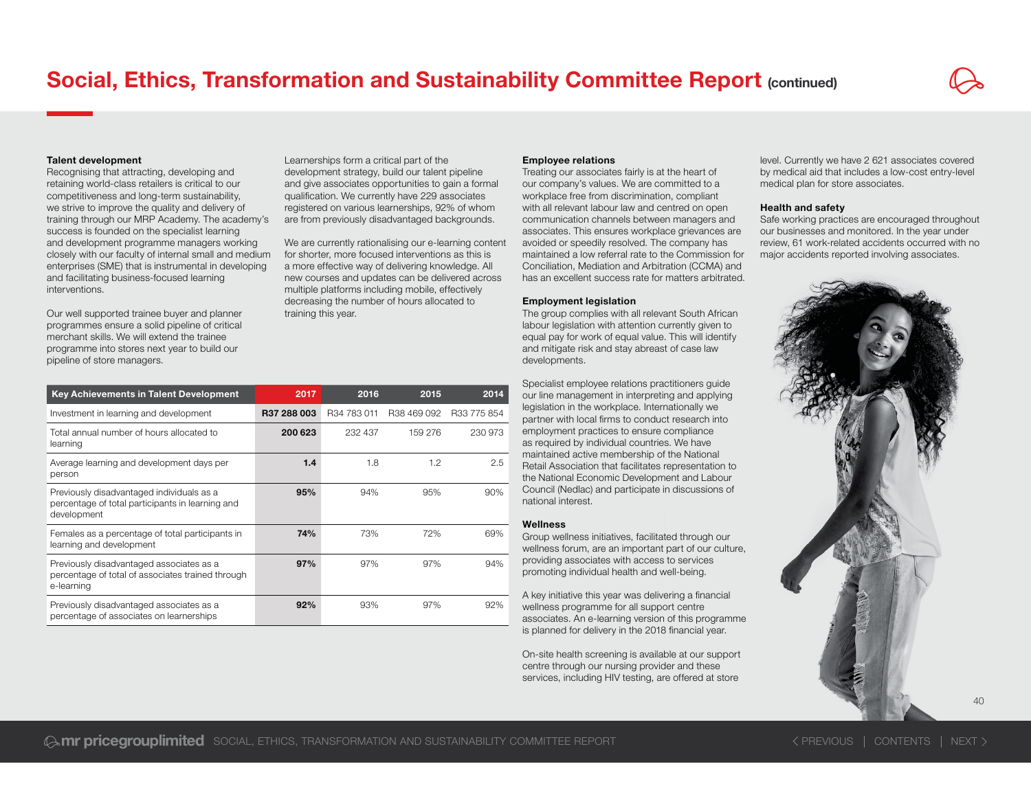# Social, Ethics, Transformation and Sustainability Committee Report (continued)

### Talent development

Recognising that attracting, developing and retaining world-class retailers is critical to our competitiveness and long-term sustainability, we strive to improve the quality and delivery of training through our MRP Academy. The academy's success is founded on the specialist learning and development programme managers working closely with our faculty of internal small and medium enterprises (SME) that is instrumental in developing and facilitating business-focused learning interventions.

Our well supported trainee buyer and planner programmes ensure a solid pipeline of critical merchant skills. We will extend the trainee programme into stores next year to build our pipeline of store managers.

Learnerships form a critical part of the development strategy, build our talent pipeline and give associates opportunities to gain a formal qualification. We currently have 229 associates registered on various learnerships, 92% of whom are from previously disadvantaged backgrounds.

We are currently rationalising our e-learning content for shorter, more focused interventions as this is a more effective way of delivering knowledge. All new courses and updates can be delivered across multiple platforms including mobile, effectively decreasing the number of hours allocated to training this year.

| Key Achievements in Talent Development | 2017 | 2016 | 2015 | 2014 |
|---|---|---|---|---|
| Investment in learning and development | **R37 288 003** | R34 783 011 | R38 469 092 | R33 775 854 |
| Total annual number of hours allocated to learning | **200 623** | 232 437 | 159 276 | 230 973 |
| Average learning and development days per person | **1.4** | 1.8 | 1.2 | 2.5 |
| Previously disadvantaged individuals as a percentage of total participants in learning and development | **95%** | 94% | 95% | 90% |
| Females as a percentage of total participants in learning and development | **74%** | 73% | 72% | 69% |
| Previously disadvantaged associates as a percentage of total of associates trained through e-learning | **97%** | 97% | 97% | 94% |
| Previously disadvantaged associates as a percentage of associates on learnerships | **92%** | 93% | 97% | 92% |

### Employee relations

Treating our associates fairly is at the heart of our company's values. We are committed to a workplace free from discrimination, compliant with all relevant labour law and centred on open communication channels between managers and associates. This ensures workplace grievances are avoided or speedily resolved. The company has maintained a low referral rate to the Commission for Conciliation, Mediation and Arbitration (CCMA) and has an excellent success rate for matters arbitrated.

### Employment legislation

The group complies with all relevant South African labour legislation with attention currently given to equal pay for work of equal value. This will identify and mitigate risk and stay abreast of case law developments.

Specialist employee relations practitioners guide our line management in interpreting and applying legislation in the workplace. Internationally we partner with local firms to conduct research into employment practices to ensure compliance as required by individual countries. We have maintained active membership of the National Retail Association that facilitates representation to the National Economic Development and Labour Council (Nedlac) and participate in discussions of national interest.

### Wellness

Group wellness initiatives, facilitated through our wellness forum, are an important part of our culture, providing associates with access to services promoting individual health and well-being.

A key initiative this year was delivering a financial wellness programme for all support centre associates. An e-learning version of this programme is planned for delivery in the 2018 financial year.

On-site health screening is available at our support centre through our nursing provider and these services, including HIV testing, are offered at store level. Currently we have 2 621 associates covered by medical aid that includes a low-cost entry-level medical plan for store associates.

### Health and safety

Safe working practices are encouraged throughout our businesses and monitored. In the year under review, 61 work-related accidents occurred with no major accidents reported involving associates.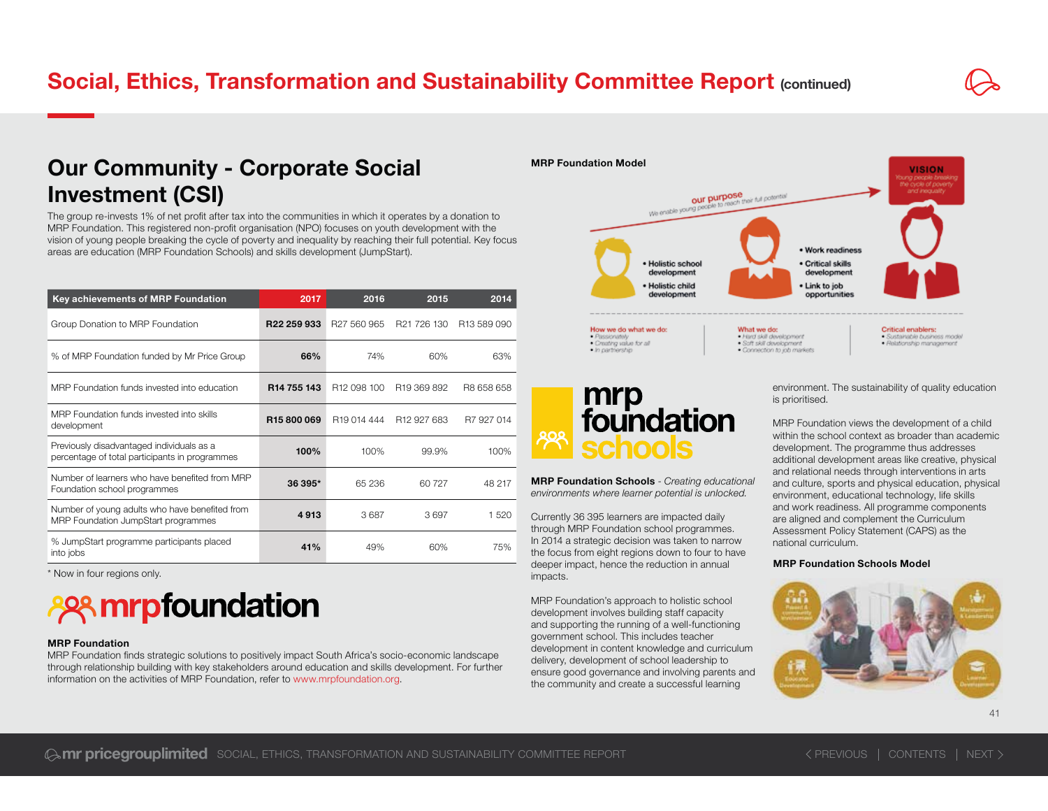## Social, Ethics, Transformation and Sustainability Committee Report (continued)

# Our Community - Corporate Social Investment (CSI)

The group re-invests 1% of net profit after tax into the communities in which it operates by a donation to MRP Foundation. This registered non-profit organisation (NPO) focuses on youth development with the vision of young people breaking the cycle of poverty and inequality by reaching their full potential. Key focus areas are education (MRP Foundation Schools) and skills development (JumpStart).

| Key achievements of MRP Foundation | 2017 | 2016 | 2015 | 2014 |
|---|---|---|---|---|
| Group Donation to MRP Foundation | **R22 259 933** | R27 560 965 | R21 726 130 | R13 589 090 |
| % of MRP Foundation funded by Mr Price Group | **66%** | 74% | 60% | 63% |
| MRP Foundation funds invested into education | **R14 755 143** | R12 098 100 | R19 369 892 | R8 658 658 |
| MRP Foundation funds invested into skills development | **R15 800 069** | R19 014 444 | R12 927 683 | R7 927 014 |
| Previously disadvantaged individuals as a percentage of total participants in programmes | **100%** | 100% | 99.9% | 100% |
| Number of learners who have benefited from MRP Foundation school programmes | **36 395*** | 65 236 | 60 727 | 48 217 |
| Number of young adults who have benefited from MRP Foundation JumpStart programmes | **4 913** | 3 687 | 3 697 | 1 520 |
| % JumpStart programme participants placed into jobs | **41%** | 49% | 60% | 75% |

* Now in four regions only.

**MRP Foundation**
MRP Foundation finds strategic solutions to positively impact South Africa's socio-economic landscape through relationship building with key stakeholders around education and skills development. For further information on the activities of MRP Foundation, refer to www.mrpfoundation.org.

**MRP Foundation Model**

VISION: Young people breaking the cycle of poverty and inequality

our purpose: We enable young people to reach their full potential

- Holistic school development
- Holistic child development

- Work readiness
- Critical skills development
- Link to job opportunities

How we do what we do:
- Passionately
- Creating value for all
- In partnership

What we do:
- Hard skill development
- Soft skill development
- Connection to job markets

Critical enablers:
- Sustainable business model
- Relationship management

**MRP Foundation Schools** - *Creating educational environments where learner potential is unlocked.*

Currently 36 395 learners are impacted daily through MRP Foundation school programmes. In 2014 a strategic decision was taken to narrow the focus from eight regions down to four to have deeper impact, hence the reduction in annual impacts.

MRP Foundation's approach to holistic school development involves building staff capacity and supporting the running of a well-functioning government school. This includes teacher development in content knowledge and curriculum delivery, development of school leadership to ensure good governance and involving parents and the community and create a successful learning environment. The sustainability of quality education is prioritised.

MRP Foundation views the development of a child within the school context as broader than academic development. The programme thus addresses additional development areas like creative, physical and relational needs through interventions in arts and culture, sports and physical education, physical environment, educational technology, life skills and work readiness. All programme components are aligned and complement the Curriculum Assessment Policy Statement (CAPS) as the national curriculum.

**MRP Foundation Schools Model**

Parent & community involvement · Management & Leadership · Educator Development · Learner Development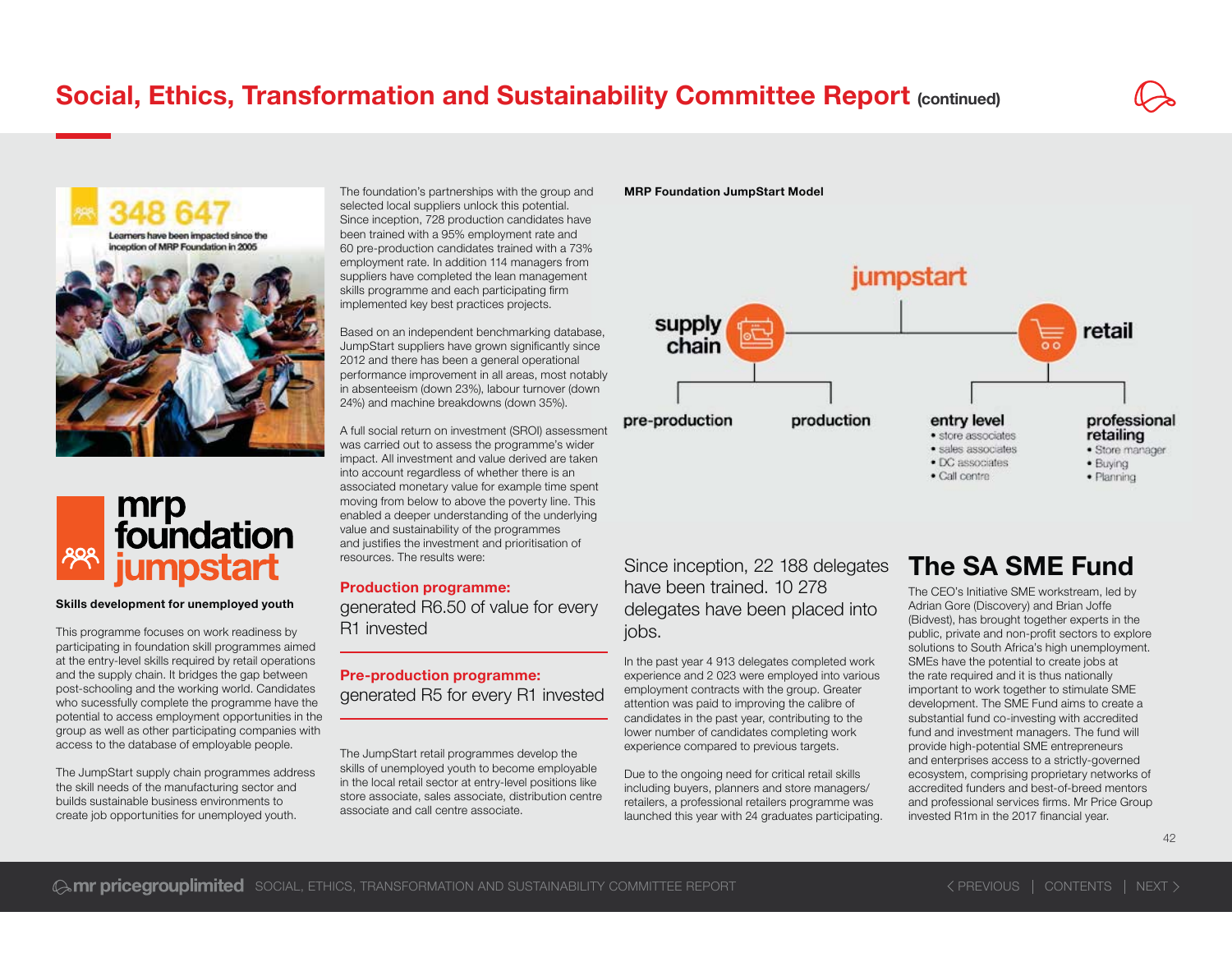# Social, Ethics, Transformation and Sustainability Committee Report (continued)

348 647

Learners have been impacted since the inception of MRP Foundation in 2005

mrp foundation jumpstart

**Skills development for unemployed youth**

This programme focuses on work readiness by participating in foundation skill programmes aimed at the entry-level skills required by retail operations and the supply chain. It bridges the gap between post-schooling and the working world. Candidates who sucessfully complete the programme have the potential to access employment opportunities in the group as well as other participating companies with access to the database of employable people.

The JumpStart supply chain programmes address the skill needs of the manufacturing sector and builds sustainable business environments to create job opportunities for unemployed youth.

The foundation's partnerships with the group and selected local suppliers unlock this potential. Since inception, 728 production candidates have been trained with a 95% employment rate and 60 pre-production candidates trained with a 73% employment rate. In addition 114 managers from suppliers have completed the lean management skills programme and each participating firm implemented key best practices projects.

Based on an independent benchmarking database, JumpStart suppliers have grown significantly since 2012 and there has been a general operational performance improvement in all areas, most notably in absenteeism (down 23%), labour turnover (down 24%) and machine breakdowns (down 35%).

A full social return on investment (SROI) assessment was carried out to assess the programme's wider impact. All investment and value derived are taken into account regardless of whether there is an associated monetary value for example time spent moving from below to above the poverty line. This enabled a deeper understanding of the underlying value and sustainability of the programmes and justifies the investment and prioritisation of resources. The results were:

**Production programme:**
generated R6.50 of value for every R1 invested

**Pre-production programme:**
generated R5 for every R1 invested

The JumpStart retail programmes develop the skills of unemployed youth to become employable in the local retail sector at entry-level positions like store associate, sales associate, distribution centre associate and call centre associate.

**MRP Foundation JumpStart Model**

jumpstart

- supply chain
  - pre-production
  - production
- retail
  - entry level
    - store associates
    - sales associates
    - DC associates
    - Call centre
  - professional retailing
    - Store manager
    - Buying
    - Planning

Since inception, 22 188 delegates have been trained. 10 278 delegates have been placed into jobs.

In the past year 4 913 delegates completed work experience and 2 023 were employed into various employment contracts with the group. Greater attention was paid to improving the calibre of candidates in the past year, contributing to the lower number of candidates completing work experience compared to previous targets.

Due to the ongoing need for critical retail skills including buyers, planners and store managers/ retailers, a professional retailers programme was launched this year with 24 graduates participating.

## The SA SME Fund

The CEO's Initiative SME workstream, led by Adrian Gore (Discovery) and Brian Joffe (Bidvest), has brought together experts in the public, private and non-profit sectors to explore solutions to South Africa's high unemployment. SMEs have the potential to create jobs at the rate required and it is thus nationally important to work together to stimulate SME development. The SME Fund aims to create a substantial fund co-investing with accredited fund and investment managers. The fund will provide high-potential SME entrepreneurs and enterprises access to a strictly-governed ecosystem, comprising proprietary networks of accredited funders and best-of-breed mentors and professional services firms. Mr Price Group invested R1m in the 2017 financial year.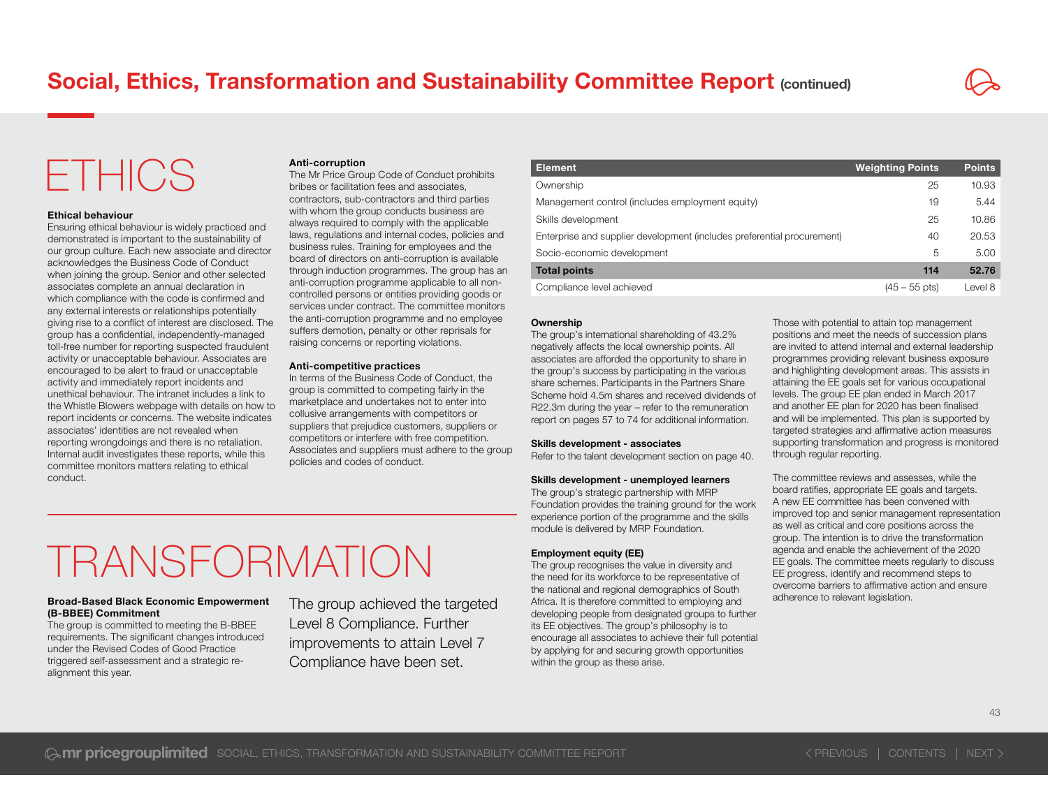# Social, Ethics, Transformation and Sustainability Committee Report (continued)

# ETHICS

### Ethical behaviour

Ensuring ethical behaviour is widely practiced and demonstrated is important to the sustainability of our group culture. Each new associate and director acknowledges the Business Code of Conduct when joining the group. Senior and other selected associates complete an annual declaration in which compliance with the code is confirmed and any external interests or relationships potentially giving rise to a conflict of interest are disclosed. The group has a confidential, independently-managed toll-free number for reporting suspected fraudulent activity or unacceptable behaviour. Associates are encouraged to be alert to fraud or unacceptable activity and immediately report incidents and unethical behaviour. The intranet includes a link to the Whistle Blowers webpage with details on how to report incidents or concerns. The website indicates associates' identities are not revealed when reporting wrongdoings and there is no retaliation. Internal audit investigates these reports, while this committee monitors matters relating to ethical conduct.

### Anti-corruption

The Mr Price Group Code of Conduct prohibits bribes or facilitation fees and associates, contractors, sub-contractors and third parties with whom the group conducts business are always required to comply with the applicable laws, regulations and internal codes, policies and business rules. Training for employees and the board of directors on anti-corruption is available through induction programmes. The group has an anti-corruption programme applicable to all non-controlled persons or entities providing goods or services under contract. The committee monitors the anti-corruption programme and no employee suffers demotion, penalty or other reprisals for raising concerns or reporting violations.

### Anti-competitive practices

In terms of the Business Code of Conduct, the group is committed to competing fairly in the marketplace and undertakes not to enter into collusive arrangements with competitors or suppliers that prejudice customers, suppliers or competitors or interfere with free competition. Associates and suppliers must adhere to the group policies and codes of conduct.

# TRANSFORMATION

### Broad-Based Black Economic Empowerment (B-BBEE) Commitment

The group is committed to meeting the B-BBEE requirements. The significant changes introduced under the Revised Codes of Good Practice triggered self-assessment and a strategic re-alignment this year.

The group achieved the targeted Level 8 Compliance. Further improvements to attain Level 7 Compliance have been set.

| Element | Weighting Points | Points |
|---|---|---|
| Ownership | 25 | 10.93 |
| Management control (includes employment equity) | 19 | 5.44 |
| Skills development | 25 | 10.86 |
| Enterprise and supplier development (includes preferential procurement) | 40 | 20.53 |
| Socio-economic development | 5 | 5.00 |
| **Total points** | **114** | **52.76** |
| Compliance level achieved | (45 – 55 pts) | Level 8 |

### Ownership

The group's international shareholding of 43.2% negatively affects the local ownership points. All associates are afforded the opportunity to share in the group's success by participating in the various share schemes. Participants in the Partners Share Scheme hold 4.5m shares and received dividends of R22.3m during the year – refer to the remuneration report on pages 57 to 74 for additional information.

### Skills development - associates

Refer to the talent development section on page 40.

### Skills development - unemployed learners

The group's strategic partnership with MRP Foundation provides the training ground for the work experience portion of the programme and the skills module is delivered by MRP Foundation.

### Employment equity (EE)

The group recognises the value in diversity and the need for its workforce to be representative of the national and regional demographics of South Africa. It is therefore committed to employing and developing people from designated groups to further its EE objectives. The group's philosophy is to encourage all associates to achieve their full potential by applying for and securing growth opportunities within the group as these arise.

Those with potential to attain top management positions and meet the needs of succession plans are invited to attend internal and external leadership programmes providing relevant business exposure and highlighting development areas. This assists in attaining the EE goals set for various occupational levels. The group EE plan ended in March 2017 and another EE plan for 2020 has been finalised and will be implemented. This plan is supported by targeted strategies and affirmative action measures supporting transformation and progress is monitored through regular reporting.

The committee reviews and assesses, while the board ratifies, appropriate EE goals and targets. A new EE committee has been convened with improved top and senior management representation as well as critical and core positions across the group. The intention is to drive the transformation agenda and enable the achievement of the 2020 EE goals. The committee meets regularly to discuss EE progress, identify and recommend steps to overcome barriers to affirmative action and ensure adherence to relevant legislation.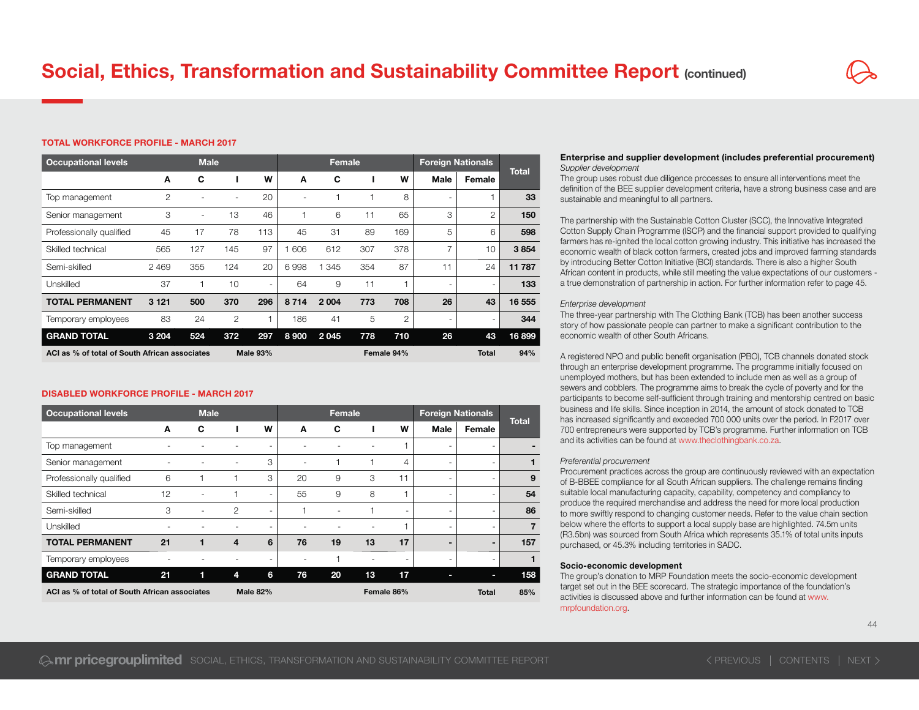# Social, Ethics, Transformation and Sustainability Committee Report (continued)

**TOTAL WORKFORCE PROFILE - MARCH 2017**

| Occupational levels | Male | | | | Female | | | | Foreign Nationals | | Total |
|---|---|---|---|---|---|---|---|---|---|---|---|
| | A | C | I | W | A | C | I | W | Male | Female | |
| Top management | 2 | - | - | 20 | - | 1 | 1 | 8 | - | 1 | **33** |
| Senior management | 3 | - | 13 | 46 | 1 | 6 | 11 | 65 | 3 | 2 | **150** |
| Professionally qualified | 45 | 17 | 78 | 113 | 45 | 31 | 89 | 169 | 5 | 6 | **598** |
| Skilled technical | 565 | 127 | 145 | 97 | 1 606 | 612 | 307 | 378 | 7 | 10 | **3 854** |
| Semi-skilled | 2 469 | 355 | 124 | 20 | 6 998 | 1 345 | 354 | 87 | 11 | 24 | **11 787** |
| Unskilled | 37 | 1 | 10 | - | 64 | 9 | 11 | 1 | - | - | **133** |
| **TOTAL PERMANENT** | **3 121** | **500** | **370** | **296** | **8 714** | **2 004** | **773** | **708** | **26** | **43** | **16 555** |
| Temporary employees | 83 | 24 | 2 | 1 | 186 | 41 | 5 | 2 | - | - | **344** |
| **GRAND TOTAL** | **3 204** | **524** | **372** | **297** | **8 900** | **2 045** | **778** | **710** | **26** | **43** | **16 899** |
| **ACI as % of total of South African associates** | | **Male 93%** | | | | **Female 94%** | | | | **Total** | **94%** |

**DISABLED WORKFORCE PROFILE - MARCH 2017**

| Occupational levels | Male | | | | Female | | | | Foreign Nationals | | Total |
|---|---|---|---|---|---|---|---|---|---|---|---|
| | A | C | I | W | A | C | I | W | Male | Female | |
| Top management | - | - | - | - | - | - | - | 1 | - | - | **-** |
| Senior management | - | - | - | 3 | - | 1 | 1 | 4 | - | - | **1** |
| Professionally qualified | 6 | 1 | 1 | 3 | 20 | 9 | 3 | 11 | - | - | **9** |
| Skilled technical | 12 | - | 1 | - | 55 | 9 | 8 | 1 | - | - | **54** |
| Semi-skilled | 3 | - | 2 | - | 1 | - | 1 | - | - | - | **86** |
| Unskilled | - | - | - | - | - | - | - | 1 | - | - | **7** |
| **TOTAL PERMANENT** | **21** | **1** | **4** | **6** | **76** | **19** | **13** | **17** | **-** | **-** | **157** |
| Temporary employees | - | - | - | - | - | 1 | - | - | - | - | **1** |
| **GRAND TOTAL** | **21** | **1** | **4** | **6** | **76** | **20** | **13** | **17** | **-** | **-** | **158** |
| **ACI as % of total of South African associates** | | **Male 82%** | | | | **Female 86%** | | | | **Total** | **85%** |

**Enterprise and supplier development (includes preferential procurement)**

*Supplier development*

The group uses robust due diligence processes to ensure all interventions meet the definition of the BEE supplier development criteria, have a strong business case and are sustainable and meaningful to all partners.

The partnership with the Sustainable Cotton Cluster (SCC), the Innovative Integrated Cotton Supply Chain Programme (ISCP) and the financial support provided to qualifying farmers has re-ignited the local cotton growing industry. This initiative has increased the economic wealth of black cotton farmers, created jobs and improved farming standards by introducing Better Cotton Initiative (BCI) standards. There is also a higher South African content in products, while still meeting the value expectations of our customers - a true demonstration of partnership in action. For further information refer to page 45.

*Enterprise development*

The three-year partnership with The Clothing Bank (TCB) has been another success story of how passionate people can partner to make a significant contribution to the economic wealth of other South Africans.

A registered NPO and public benefit organisation (PBO), TCB channels donated stock through an enterprise development programme. The programme initially focused on unemployed mothers, but has been extended to include men as well as a group of sewers and cobblers. The programme aims to break the cycle of poverty and for the participants to become self-sufficient through training and mentorship centred on basic business and life skills. Since inception in 2014, the amount of stock donated to TCB has increased significantly and exceeded 700 000 units over the period. In F2017 over 700 entrepreneurs were supported by TCB's programme. Further information on TCB and its activities can be found at www.theclothingbank.co.za.

*Preferential procurement*

Procurement practices across the group are continuously reviewed with an expectation of B-BBEE compliance for all South African suppliers. The challenge remains finding suitable local manufacturing capacity, capability, competency and compliancy to produce the required merchandise and address the need for more local production to more swiftly respond to changing customer needs. Refer to the value chain section below where the efforts to support a local supply base are highlighted. 74.5m units (R3.5bn) was sourced from South Africa which represents 35.1% of total units inputs purchased, or 45.3% including territories in SADC.

**Socio-economic development**

The group's donation to MRP Foundation meets the socio-economic development target set out in the BEE scorecard. The strategic importance of the foundation's activities is discussed above and further information can be found at www.mrpfoundation.org.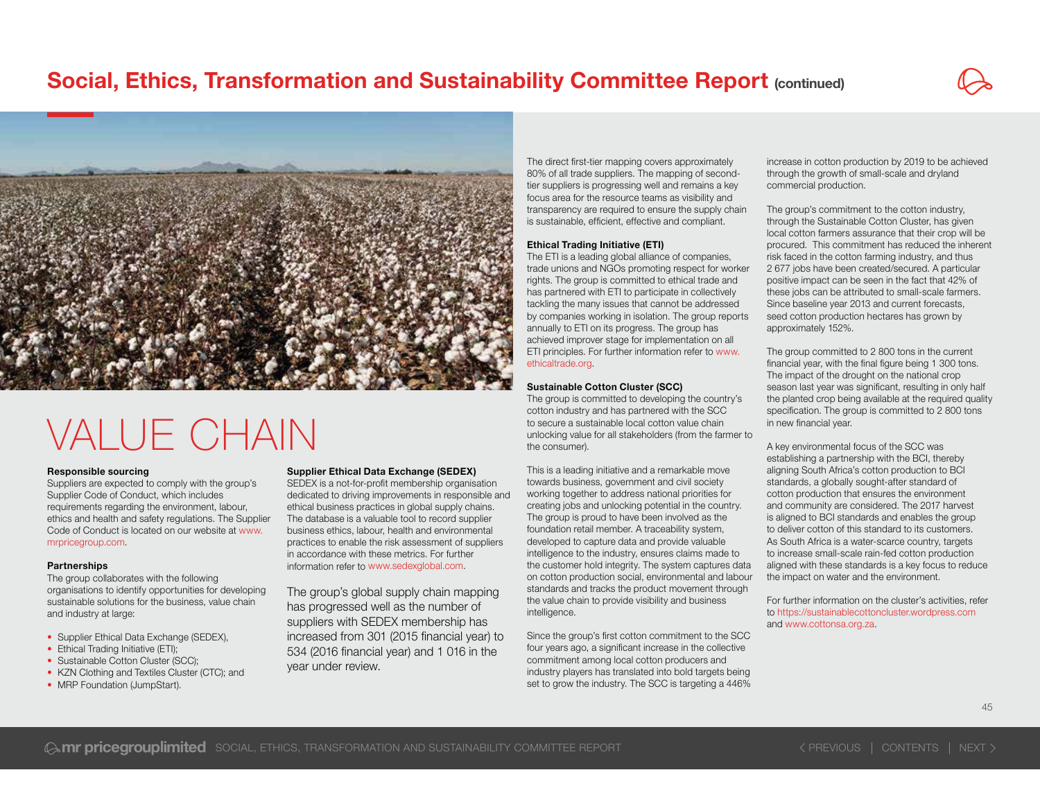# Social, Ethics, Transformation and Sustainability Committee Report (continued)

## VALUE CHAIN

### Responsible sourcing

Suppliers are expected to comply with the group's Supplier Code of Conduct, which includes requirements regarding the environment, labour, ethics and health and safety regulations. The Supplier Code of Conduct is located on our website at www.mrpricegroup.com.

### Partnerships

The group collaborates with the following organisations to identify opportunities for developing sustainable solutions for the business, value chain and industry at large:

- Supplier Ethical Data Exchange (SEDEX),
- Ethical Trading Initiative (ETI);
- Sustainable Cotton Cluster (SCC);
- KZN Clothing and Textiles Cluster (CTC); and
- MRP Foundation (JumpStart).

### Supplier Ethical Data Exchange (SEDEX)

SEDEX is a not-for-profit membership organisation dedicated to driving improvements in responsible and ethical business practices in global supply chains. The database is a valuable tool to record supplier business ethics, labour, health and environmental practices to enable the risk assessment of suppliers in accordance with these metrics. For further information refer to www.sedexglobal.com.

The group's global supply chain mapping has progressed well as the number of suppliers with SEDEX membership has increased from 301 (2015 financial year) to 534 (2016 financial year) and 1 016 in the year under review.

The direct first-tier mapping covers approximately 80% of all trade suppliers. The mapping of second-tier suppliers is progressing well and remains a key focus area for the resource teams as visibility and transparency are required to ensure the supply chain is sustainable, efficient, effective and compliant.

### Ethical Trading Initiative (ETI)

The ETI is a leading global alliance of companies, trade unions and NGOs promoting respect for worker rights. The group is committed to ethical trade and has partnered with ETI to participate in collectively tackling the many issues that cannot be addressed by companies working in isolation. The group reports annually to ETI on its progress. The group has achieved improver stage for implementation on all ETI principles. For further information refer to www.ethicaltrade.org.

### Sustainable Cotton Cluster (SCC)

The group is committed to developing the country's cotton industry and has partnered with the SCC to secure a sustainable local cotton value chain unlocking value for all stakeholders (from the farmer to the consumer).

This is a leading initiative and a remarkable move towards business, government and civil society working together to address national priorities for creating jobs and unlocking potential in the country. The group is proud to have been involved as the foundation retail member. A traceability system, developed to capture data and provide valuable intelligence to the industry, ensures claims made to the customer hold integrity. The system captures data on cotton production social, environmental and labour standards and tracks the product movement through the value chain to provide visibility and business intelligence.

Since the group's first cotton commitment to the SCC four years ago, a significant increase in the collective commitment among local cotton producers and industry players has translated into bold targets being set to grow the industry. The SCC is targeting a 446% increase in cotton production by 2019 to be achieved through the growth of small-scale and dryland commercial production.

The group's commitment to the cotton industry, through the Sustainable Cotton Cluster, has given local cotton farmers assurance that their crop will be procured. This commitment has reduced the inherent risk faced in the cotton farming industry, and thus 2 677 jobs have been created/secured. A particular positive impact can be seen in the fact that 42% of these jobs can be attributed to small-scale farmers. Since baseline year 2013 and current forecasts, seed cotton production hectares has grown by approximately 152%.

The group committed to 2 800 tons in the current financial year, with the final figure being 1 300 tons. The impact of the drought on the national crop season last year was significant, resulting in only half the planted crop being available at the required quality specification. The group is committed to 2 800 tons in new financial year.

A key environmental focus of the SCC was establishing a partnership with the BCI, thereby aligning South Africa's cotton production to BCI standards, a globally sought-after standard of cotton production that ensures the environment and community are considered. The 2017 harvest is aligned to BCI standards and enables the group to deliver cotton of this standard to its customers. As South Africa is a water-scarce country, targets to increase small-scale rain-fed cotton production aligned with these standards is a key focus to reduce the impact on water and the environment.

For further information on the cluster's activities, refer to https://sustainablecottoncluster.wordpress.com and www.cottonsa.org.za.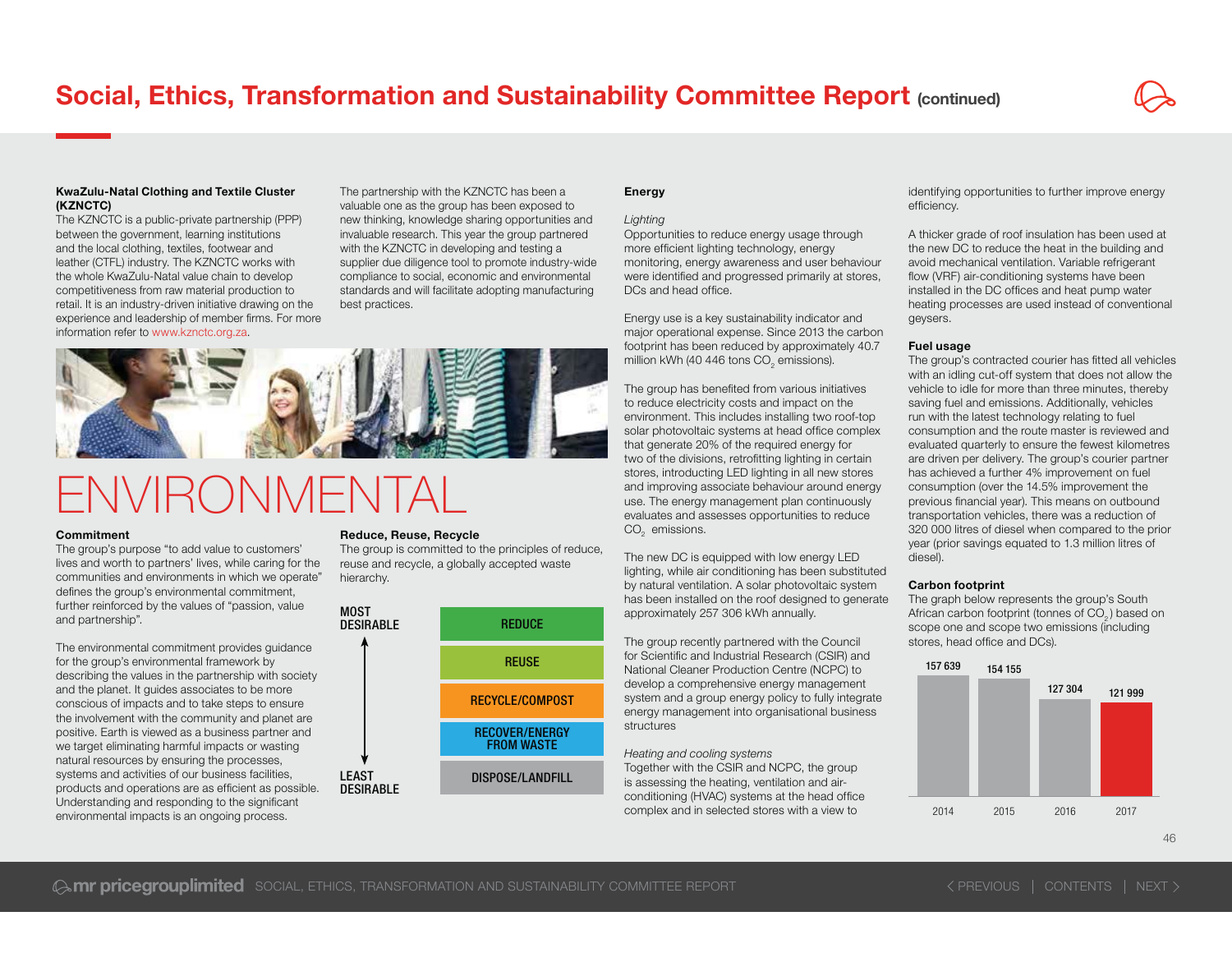### KwaZulu-Natal Clothing and Textile Cluster (KZNCTC)

The KZNCTC is a public-private partnership (PPP) between the government, learning institutions and the local clothing, textiles, footwear and leather (CTFL) industry. The KZNCTC works with the whole KwaZulu-Natal value chain to develop competitiveness from raw material production to retail. It is an industry-driven initiative drawing on the experience and leadership of member firms. For more information refer to www.kznctc.org.za.

The partnership with the KZNCTC has been a valuable one as the group has been exposed to new thinking, knowledge sharing opportunities and invaluable research. This year the group partnered with the KZNCTC in developing and testing a supplier due diligence tool to promote industry-wide compliance to social, economic and environmental standards and will facilitate adopting manufacturing best practices.

# ENVIRONMENTAL

### Commitment

The group's purpose "to add value to customers' lives and worth to partners' lives, while caring for the communities and environments in which we operate" defines the group's environmental commitment, further reinforced by the values of "passion, value and partnership".

The environmental commitment provides guidance for the group's environmental framework by describing the values in the partnership with society and the planet. It guides associates to be more conscious of impacts and to take steps to ensure the involvement with the community and planet are positive. Earth is viewed as a business partner and we target eliminating harmful impacts or wasting natural resources by ensuring the processes, systems and activities of our business facilities, products and operations are as efficient as possible. Understanding and responding to the significant environmental impacts is an ongoing process.

### Reduce, Reuse, Recycle

The group is committed to the principles of reduce, reuse and recycle, a globally accepted waste hierarchy.

| Waste hierarchy |
|---|
| MOST DESIRABLE |
| REDUCE |
| REUSE |
| RECYCLE/COMPOST |
| RECOVER/ENERGY FROM WASTE |
| DISPOSE/LANDFILL |
| LEAST DESIRABLE |

### Energy

*Lighting*

Opportunities to reduce energy usage through more efficient lighting technology, energy monitoring, energy awareness and user behaviour were identified and progressed primarily at stores, DCs and head office.

Energy use is a key sustainability indicator and major operational expense. Since 2013 the carbon footprint has been reduced by approximately 40.7 million kWh (40 446 tons $CO_2$ emissions).

The group has benefited from various initiatives to reduce electricity costs and impact on the environment. This includes installing two roof-top solar photovoltaic systems at head office complex that generate 20% of the required energy for two of the divisions, retrofitting lighting in certain stores, introducing LED lighting in all new stores and improving associate behaviour around energy use. The energy management plan continuously evaluates and assesses opportunities to reduce $CO_2$ emissions.

The new DC is equipped with low energy LED lighting, while air conditioning has been substituted by natural ventilation. A solar photovoltaic system has been installed on the roof designed to generate approximately 257 306 kWh annually.

The group recently partnered with the Council for Scientific and Industrial Research (CSIR) and National Cleaner Production Centre (NCPC) to develop a comprehensive energy management system and a group energy policy to fully integrate energy management into organisational business structures

*Heating and cooling systems*

Together with the CSIR and NCPC, the group is assessing the heating, ventilation and air-conditioning (HVAC) systems at the head office complex and in selected stores with a view to identifying opportunities to further improve energy efficiency.

A thicker grade of roof insulation has been used at the new DC to reduce the heat in the building and avoid mechanical ventilation. Variable refrigerant flow (VRF) air-conditioning systems have been installed in the DC offices and heat pump water heating processes are used instead of conventional geysers.

### Fuel usage

The group's contracted courier has fitted all vehicles with an idling cut-off system that does not allow the vehicle to idle for more than three minutes, thereby saving fuel and emissions. Additionally, vehicles run with the latest technology relating to fuel consumption and the route master is reviewed and evaluated quarterly to ensure the fewest kilometres are driven per delivery. The group's courier partner has achieved a further 4% improvement on fuel consumption (over the 14.5% improvement the previous financial year). This means on outbound transportation vehicles, there was a reduction of 320 000 litres of diesel when compared to the prior year (prior savings equated to 1.3 million litres of diesel).

### Carbon footprint

The graph below represents the group's South African carbon footprint (tonnes of $CO_2$) based on scope one and scope two emissions (including stores, head office and DCs).

| Year | 2014 | 2015 | 2016 | 2017 |
|---|---|---|---|---|
| Tonnes of $CO_2$ | 157 639 | 154 155 | 127 304 | 121 999 |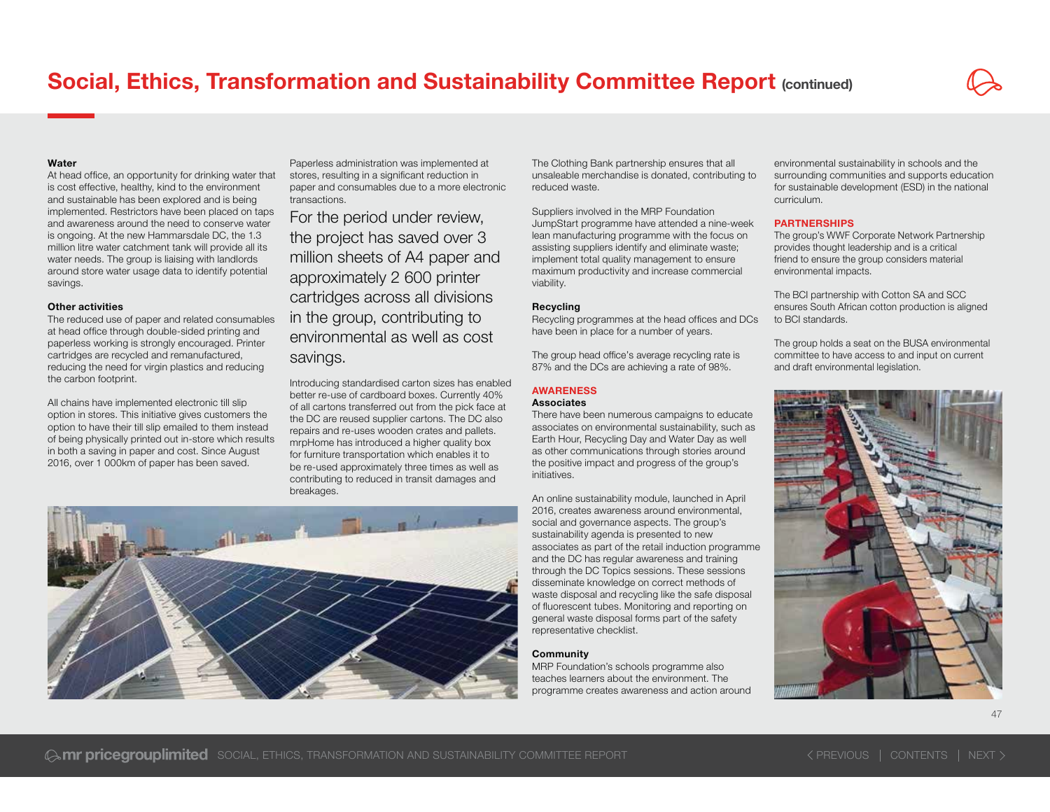## Social, Ethics, Transformation and Sustainability Committee Report (continued)

**Water**
At head office, an opportunity for drinking water that is cost effective, healthy, kind to the environment and sustainable has been explored and is being implemented. Restrictors have been placed on taps and awareness around the need to conserve water is ongoing. At the new Hammarsdale DC, the 1.3 million litre water catchment tank will provide all its water needs. The group is liaising with landlords around store water usage data to identify potential savings.

**Other activities**
The reduced use of paper and related consumables at head office through double-sided printing and paperless working is strongly encouraged. Printer cartridges are recycled and remanufactured, reducing the need for virgin plastics and reducing the carbon footprint.

All chains have implemented electronic till slip option in stores. This initiative gives customers the option to have their till slip emailed to them instead of being physically printed out in-store which results in both a saving in paper and cost. Since August 2016, over 1 000km of paper has been saved.

Paperless administration was implemented at stores, resulting in a significant reduction in paper and consumables due to a more electronic transactions.

For the period under review, the project has saved over 3 million sheets of A4 paper and approximately 2 600 printer cartridges across all divisions in the group, contributing to environmental as well as cost savings.

Introducing standardised carton sizes has enabled better re-use of cardboard boxes. Currently 40% of all cartons transferred out from the pick face at the DC are reused supplier cartons. The DC also repairs and re-uses wooden crates and pallets. mrpHome has introduced a higher quality box for furniture transportation which enables it to be re-used approximately three times as well as contributing to reduced in transit damages and breakages.

The Clothing Bank partnership ensures that all unsaleable merchandise is donated, contributing to reduced waste.

Suppliers involved in the MRP Foundation JumpStart programme have attended a nine-week lean manufacturing programme with the focus on assisting suppliers identify and eliminate waste; implement total quality management to ensure maximum productivity and increase commercial viability.

**Recycling**
Recycling programmes at the head offices and DCs have been in place for a number of years.

The group head office's average recycling rate is 87% and the DCs are achieving a rate of 98%.

### AWARENESS

**Associates**
There have been numerous campaigns to educate associates on environmental sustainability, such as Earth Hour, Recycling Day and Water Day as well as other communications through stories around the positive impact and progress of the group's initiatives.

An online sustainability module, launched in April 2016, creates awareness around environmental, social and governance aspects. The group's sustainability agenda is presented to new associates as part of the retail induction programme and the DC has regular awareness and training through the DC Topics sessions. These sessions disseminate knowledge on correct methods of waste disposal and recycling like the safe disposal of fluorescent tubes. Monitoring and reporting on general waste disposal forms part of the safety representative checklist.

**Community**
MRP Foundation's schools programme also teaches learners about the environment. The programme creates awareness and action around environmental sustainability in schools and the surrounding communities and supports education for sustainable development (ESD) in the national curriculum.

### PARTNERSHIPS

The group's WWF Corporate Network Partnership provides thought leadership and is a critical friend to ensure the group considers material environmental impacts.

The BCI partnership with Cotton SA and SCC ensures South African cotton production is aligned to BCI standards.

The group holds a seat on the BUSA environmental committee to have access to and input on current and draft environmental legislation.